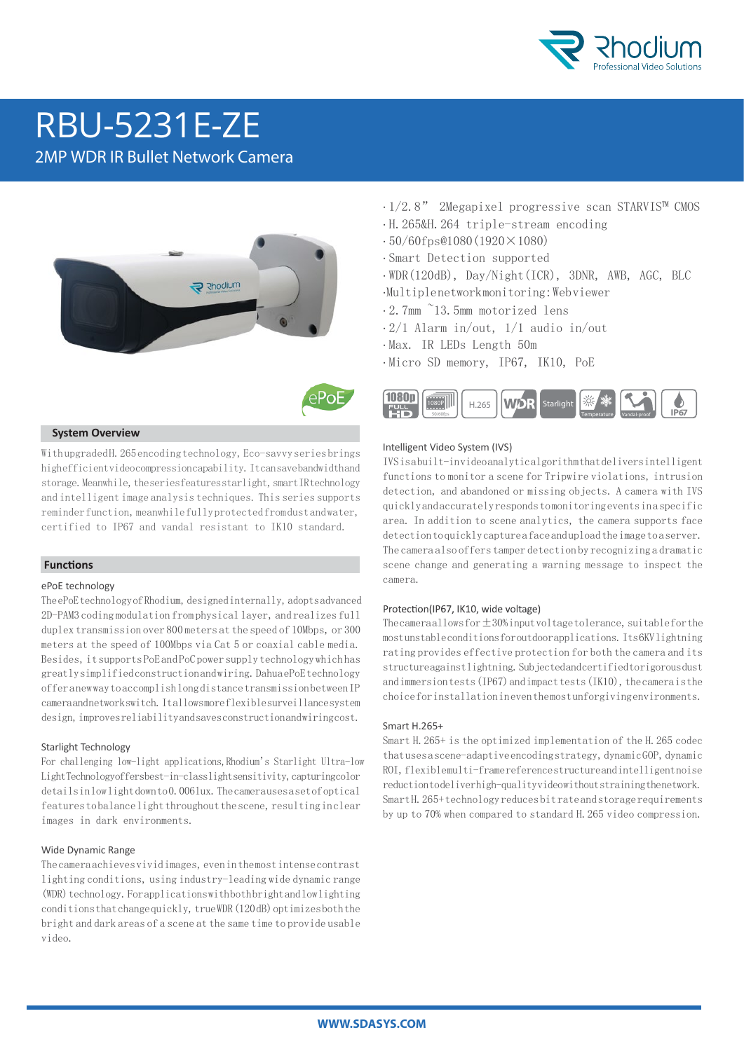# RBU-5231E-ZE

## 2MP WDR IR Bullet Network Camera

- 1/2.8" 2Megapixel progressive scan STARVIS™ CMOS
- H.265&H.264 triple-stream encoding
- 50/60fps@1080(1920×1080)
- Smart Detection supported
- WDR(120dB), Day/Night(ICR), 3DNR, AWB, AGC, BLC
- Multiple network monitoring: Web viewer
- 2.7mm ~13.5mm motorized lens
- 2/1 Alarm in/out, 1/1 audio in/out
- Max. IR LEDs Length 50m
- Micro SD memory, IP67, IK10, PoE

### System Overview

With upgraded H.265 encoding technology, Eco-savvy series brings high efficient video compression capability. It can save bandwidth and storage. Meanwhile, the series features starlight, smart IR technology and intelligent image analysis techniques. This series supports reminder function, meanwhile fully protected from dust and water, certified to IP67 and vandal resistant to IK10 standard.

### Functions

#### ePoE technology

The ePoE technology of Rhodium, designed internally, adopts advanced 2D-PAM3 coding modulation from physical layer, and realizes full duplex transmission over 800 meters at the speed of 10Mbps, or 300 meters at the speed of 100Mbps via Cat 5 or coaxial cable media. Besides, it supports PoE and PoC power supply technology which has greatly simplified construction and wiring. Dahua ePoE technology offer a new way to accomplish long distance transmission between IP camera and network switch. It allows more flexible surveillance system design, improves reliability and saves construction and wiring cost.

#### Starlight Technology

For challenging low-light applications, Rhodium's Starlight Ultra-low Light Technology offers best-in-class light sensitivity, capturing color details in low light down to 0.006lux. The camera uses a set of optical features to balance light throughout the scene, resulting in clear images in dark environments.

#### Wide Dynamic Range

The camera achieves vivid images, even in the most intense contrast lighting conditions, using industry-leading wide dynamic range (WDR) technology. For applications with both bright and low lighting conditions that change quickly, true WDR (120dB) optimizes both the bright and dark areas of a scene at the same time to provide usable video.

#### Intelligent Video System (IVS)

IVS is a built-in video analytical algorithm that delivers intelligent functions to monitor a scene for Tripwire violations, intrusion detection, and abandoned or missing objects. A camera with IVS quickly and accurately responds to monitoring events in a specific area. In addition to scene analytics, the camera supports face detection to quickly capture a face and upload the image to a server. The camera also offers tamper detection by recognizing a dramatic scene change and generating a warning message to inspect the camera.

#### Protection(IP67, IK10, wide voltage)

The camera allows for ±30% input voltage tolerance, suitable for the most unstable conditions for outdoor applications. Its 6KV lightning rating provides effective protection for both the camera and its structure against lightning. Subjected and certified to rigorous dust and immersion tests (IP67) and impact tests (IK10), the camera is the choice for installation in even the most unforgiving environments.

#### Smart H.265+

Smart H.265+ is the optimized implementation of the H.265 codec that uses a scene-adaptive encoding strategy, dynamic GOP, dynamic ROI, flexible multi-frame reference structure and intelligent noise reduction to deliver high-quality video without straining the network. Smart H.265+ technology reduces bit rate and storage requirements by up to 70% when compared to standard H.265 video compression.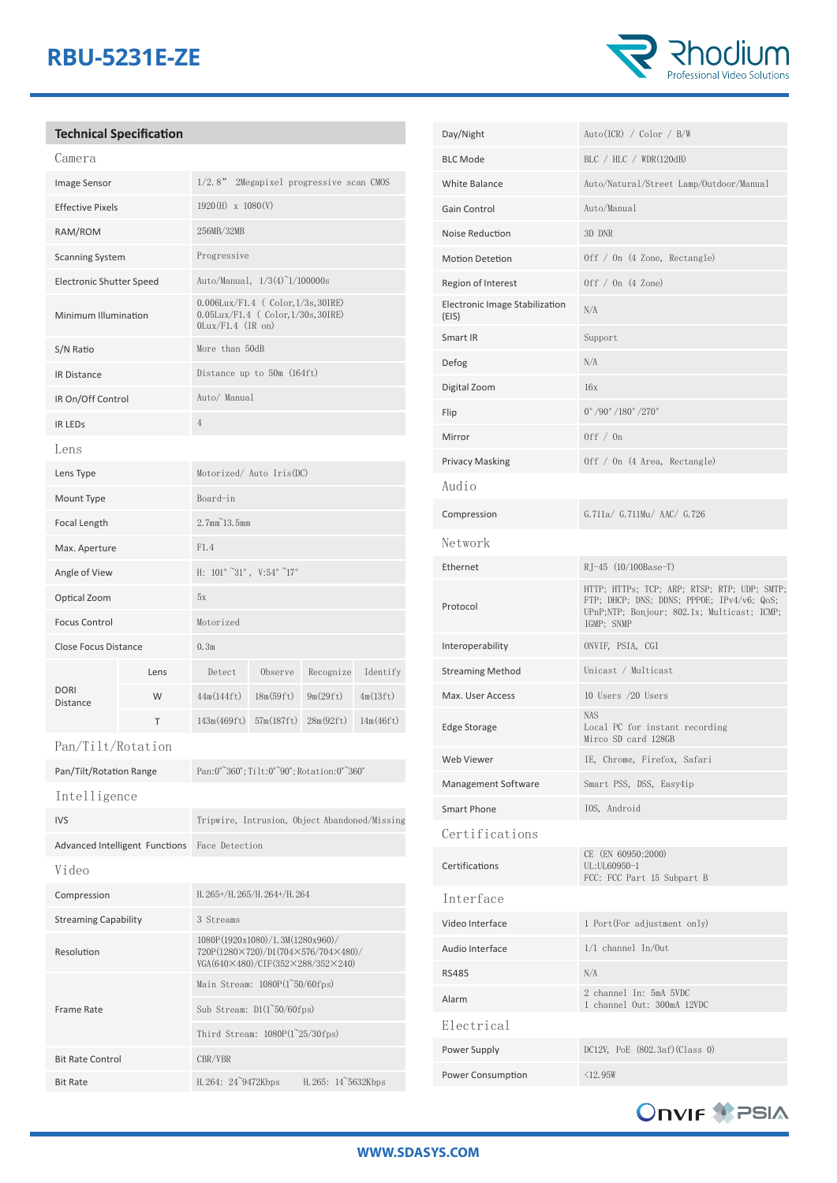# RBU-5231E-ZE

## Technical Specification

### Camera

| | |
|---|---|
| Image Sensor | 1/2.8" 2Megapixel progressive scan CMOS |
| Effective Pixels | 1920(H) x 1080(V) |
| RAM/ROM | 256MB/32MB |
| Scanning System | Progressive |
| Electronic Shutter Speed | Auto/Manual, 1/3(4)~1/100000s |
| Minimum Illumination | 0.006Lux/F1.4 ( Color,1/3s,30IRE)<br>0.05Lux/F1.4 ( Color,1/30s,30IRE)<br>0Lux/F1.4 (IR on) |
| S/N Ratio | More than 50dB |
| IR Distance | Distance up to 50m (164ft) |
| IR On/Off Control | Auto/ Manual |
| IR LEDs | 4 |

### Lens

| | | | | | |
|---|---|---|---|---|---|
| Lens Type | Motorized/ Auto Iris(DC) | | | | |
| Mount Type | Board-in | | | | |
| Focal Length | 2.7mm~13.5mm | | | | |
| Max. Aperture | F1.4 | | | | |
| Angle of View | H: 101°~31°, V:54°~17° | | | | |
| Optical Zoom | 5x | | | | |
| Focus Control | Motorized | | | | |
| Close Focus Distance | 0.3m | | | | |
| DORI Distance | Lens | Detect | Observe | Recognize | Identify |
| | W | 44m(144ft) | 18m(59ft) | 9m(29ft) | 4m(13ft) |
| | T | 143m(469ft) | 57m(187ft) | 28m(92ft) | 14m(46ft) |

### Pan/Tilt/Rotation

| | |
|---|---|
| Pan/Tilt/Rotation Range | Pan:0°~360°; Tilt:0°~90°; Rotation:0°~360° |

### Intelligence

| | |
|---|---|
| IVS | Tripwire, Intrusion, Object Abandoned/Missing |
| Advanced Intelligent Functions | Face Detection |

### Video

| | |
|---|---|
| Compression | H.265+/H.265/H.264+/H.264 |
| Streaming Capability | 3 Streams |
| Resolution | 1080P(1920x1080)/1.3M(1280x960)/<br>720P(1280×720)/D1(704×576/704×480)/<br>VGA(640×480)/CIF(352×288/352×240) |
| Frame Rate | Main Stream: 1080P(1~50/60fps) |
| | Sub Stream: D1(1~50/60fps) |
| | Third Stream: 1080P(1~25/30fps) |
| Bit Rate Control | CBR/VBR |
| Bit Rate | H.264: 24~9472Kbps H.265: 14~5632Kbps |

| | |
|---|---|
| Day/Night | Auto(ICR) / Color / B/W |
| BLC Mode | BLC / HLC / WDR(120dB) |
| White Balance | Auto/Natural/Street Lamp/Outdoor/Manual |
| Gain Control | Auto/Manual |
| Noise Reduction | 3D DNR |
| Motion Detetion | Off / On (4 Zone, Rectangle) |
| Region of Interest | Off / On (4 Zone) |
| Electronic Image Stabilization (EIS) | N/A |
| Smart IR | Support |
| Defog | N/A |
| Digital Zoom | 16x |
| Flip | 0°/90°/180°/270° |
| Mirror | Off / On |
| Privacy Masking | Off / On (4 Area, Rectangle) |

### Audio

| | |
|---|---|
| Compression | G.711a/ G.711Mu/ AAC/ G.726 |

### Network

| | |
|---|---|
| Ethernet | RJ-45 (10/100Base-T) |
| Protocol | HTTP; HTTPs; TCP; ARP; RTSP; RTP; UDP; SMTP; FTP; DHCP; DNS; DDNS; PPPOE; IPv4/v6; QoS; UPnP;NTP; Bonjour; 802.1x; Multicast; ICMP; IGMP; SNMP |
| Interoperability | ONVIF, PSIA, CGI |
| Streaming Method | Unicast / Multicast |
| Max. User Access | 10 Users /20 Users |
| Edge Storage | NAS<br>Local PC for instant recording<br>Mirco SD card 128GB |
| Web Viewer | IE, Chrome, Firefox, Safari |
| Management Software | Smart PSS, DSS, Easy4ip |
| Smart Phone | IOS, Android |

### Certifications

| | |
|---|---|
| Certifications | CE (EN 60950:2000)<br>UL:UL60950-1<br>FCC: FCC Part 15 Subpart B |

### Interface

| | |
|---|---|
| Video Interface | 1 Port(For adjustment only) |
| Audio Interface | 1/1 channel In/Out |
| RS485 | N/A |
| Alarm | 2 channel In: 5mA 5VDC<br>1 channel Out: 300mA 12VDC |

### Electrical

| | |
|---|---|
| Power Supply | DC12V, PoE (802.3af)(Class 0) |
| Power Consumption | <12.95W |

WWW.SDASYS.COM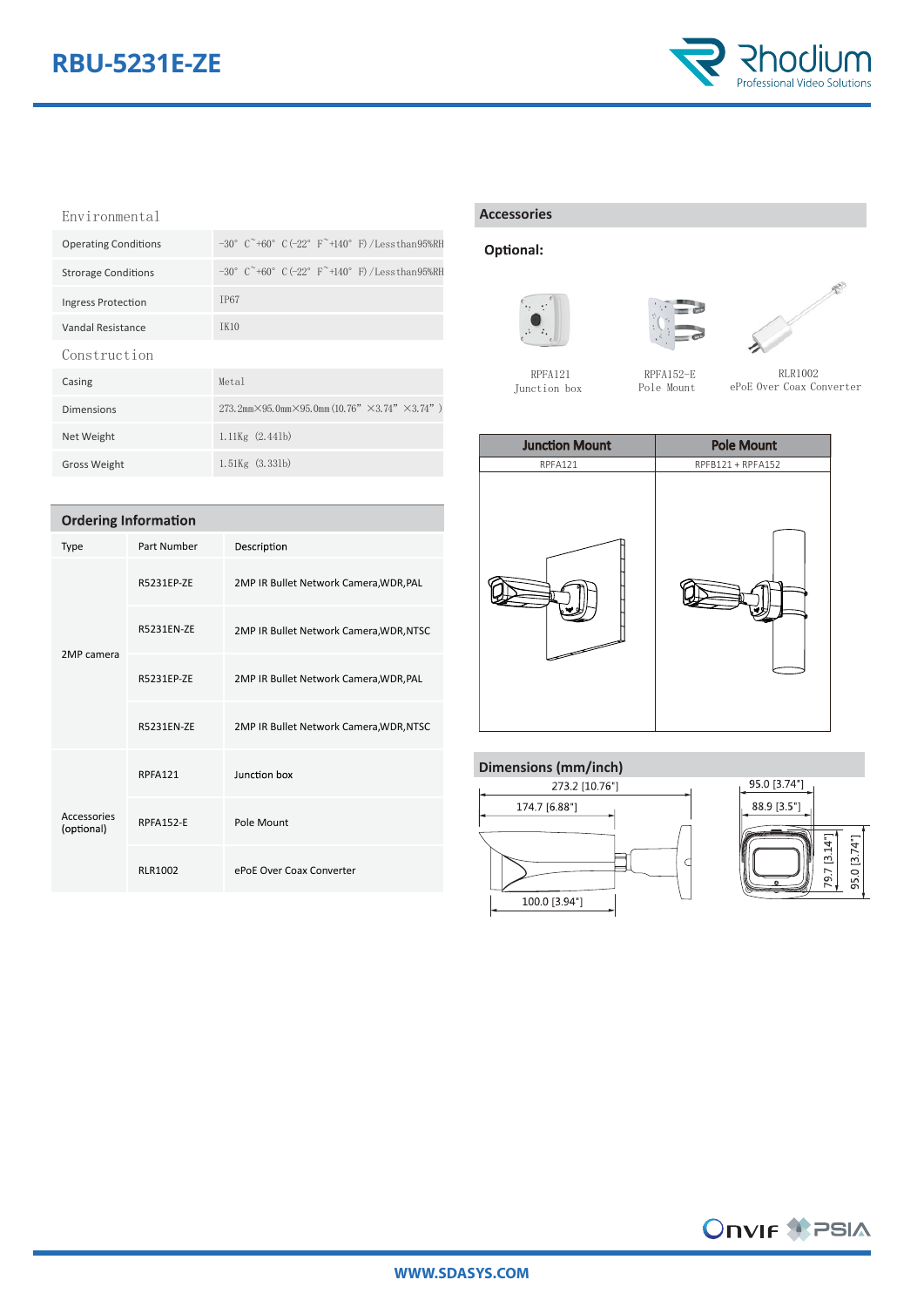# RBU-5231E-ZE

Rhodium
Professional Video Solutions

### Environmental

| | |
|---|---|
| Operating Conditions | -30° C~+60° C (-22° F~+140° F) /Less than 95%RH |
| Strorage Conditions | -30° C~+60° C (-22° F~+140° F) /Less than 95%RH |
| Ingress Protection | IP67 |
| Vandal Resistance | IK10 |

### Construction

| | |
|---|---|
| Casing | Metal |
| Dimensions | 273.2mm×95.0mm×95.0mm (10.76" ×3.74" ×3.74" ) |
| Net Weight | 1.11Kg (2.44lb) |
| Gross Weight | 1.51Kg (3.33lb) |

## Ordering Information

| Type | Part Number | Description |
|---|---|---|
| 2MP camera | R5231EP-ZE | 2MP IR Bullet Network Camera,WDR,PAL |
| | R5231EN-ZE | 2MP IR Bullet Network Camera,WDR,NTSC |
| | R5231EP-ZE | 2MP IR Bullet Network Camera,WDR,PAL |
| | R5231EN-ZE | 2MP IR Bullet Network Camera,WDR,NTSC |
| Accessories (optional) | RPFA121 | Junction box |
| | RPFA152-E | Pole Mount |
| | RLR1002 | ePoE Over Coax Converter |

## Accessories

**Optional:**

RPFA121
Junction box

RPFA152-E
Pole Mount

RLR1002
ePoE Over Coax Converter

| Junction Mount | Pole Mount |
|---|---|
| RPFA121 | RPFB121 + RPFA152 |

## Dimensions (mm/inch)

273.2 [10.76"]
174.7 [6.88"]
100.0 [3.94"]
95.0 [3.74"]
88.9 [3.5"]
79.7 [3.14"]
95.0 [3.74"]

ONVIF PSIA

WWW.SDASYS.COM